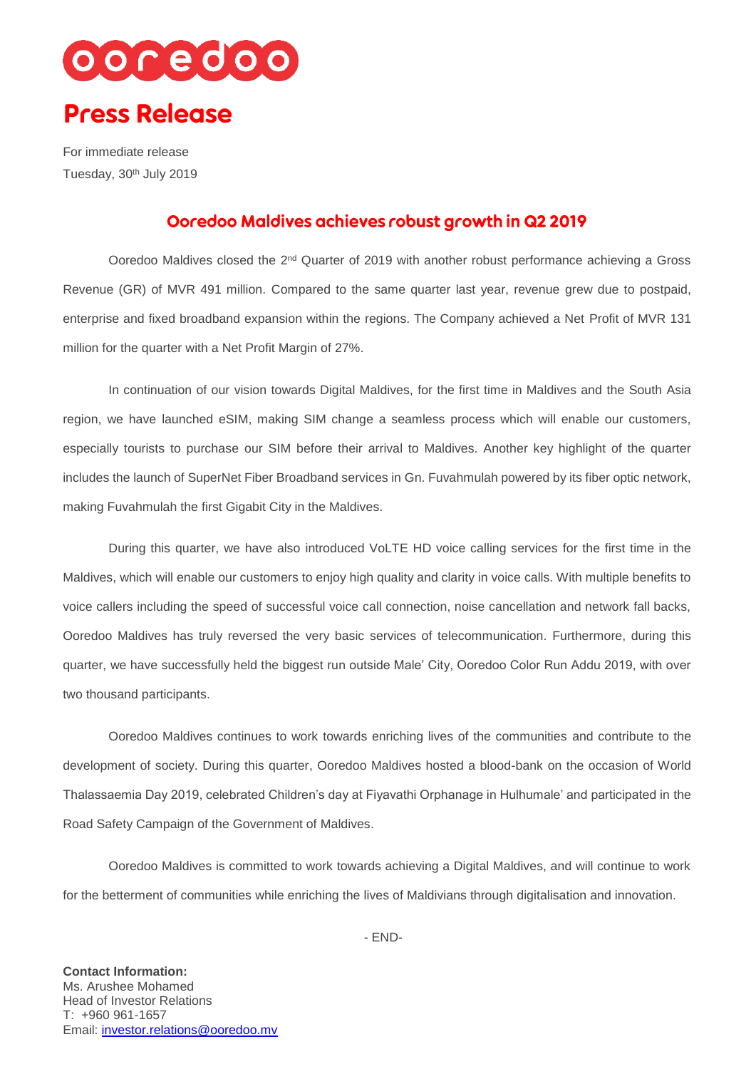# ooredoo

# Press Release

For immediate release
Tuesday, 30th July 2019

## Ooredoo Maldives achieves robust growth in Q2 2019

Ooredoo Maldives closed the 2nd Quarter of 2019 with another robust performance achieving a Gross Revenue (GR) of MVR 491 million. Compared to the same quarter last year, revenue grew due to postpaid, enterprise and fixed broadband expansion within the regions. The Company achieved a Net Profit of MVR 131 million for the quarter with a Net Profit Margin of 27%.

In continuation of our vision towards Digital Maldives, for the first time in Maldives and the South Asia region, we have launched eSIM, making SIM change a seamless process which will enable our customers, especially tourists to purchase our SIM before their arrival to Maldives. Another key highlight of the quarter includes the launch of SuperNet Fiber Broadband services in Gn. Fuvahmulah powered by its fiber optic network, making Fuvahmulah the first Gigabit City in the Maldives.

During this quarter, we have also introduced VoLTE HD voice calling services for the first time in the Maldives, which will enable our customers to enjoy high quality and clarity in voice calls. With multiple benefits to voice callers including the speed of successful voice call connection, noise cancellation and network fall backs, Ooredoo Maldives has truly reversed the very basic services of telecommunication. Furthermore, during this quarter, we have successfully held the biggest run outside Male' City, Ooredoo Color Run Addu 2019, with over two thousand participants.

Ooredoo Maldives continues to work towards enriching lives of the communities and contribute to the development of society. During this quarter, Ooredoo Maldives hosted a blood-bank on the occasion of World Thalassaemia Day 2019, celebrated Children's day at Fiyavathi Orphanage in Hulhumale' and participated in the Road Safety Campaign of the Government of Maldives.

Ooredoo Maldives is committed to work towards achieving a Digital Maldives, and will continue to work for the betterment of communities while enriching the lives of Maldivians through digitalisation and innovation.

- END-

**Contact Information:**
Ms. Arushee Mohamed
Head of Investor Relations
T: +960 961-1657
Email: investor.relations@ooredoo.mv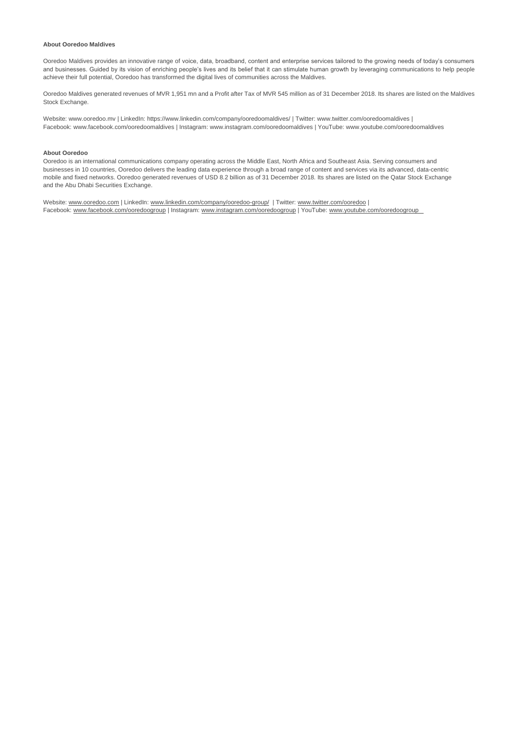**About Ooredoo Maldives**

Ooredoo Maldives provides an innovative range of voice, data, broadband, content and enterprise services tailored to the growing needs of today's consumers and businesses. Guided by its vision of enriching people's lives and its belief that it can stimulate human growth by leveraging communications to help people achieve their full potential, Ooredoo has transformed the digital lives of communities across the Maldives.

Ooredoo Maldives generated revenues of MVR 1,951 mn and a Profit after Tax of MVR 545 million as of 31 December 2018. Its shares are listed on the Maldives Stock Exchange.

Website: www.ooredoo.mv | LinkedIn: https://www.linkedin.com/company/ooredoomaldives/ | Twitter: www.twitter.com/ooredoomaldives | Facebook: www.facebook.com/ooredoomaldives | Instagram: www.instagram.com/ooredoomaldives | YouTube: www.youtube.com/ooredoomaldives

**About Ooredoo**

Ooredoo is an international communications company operating across the Middle East, North Africa and Southeast Asia. Serving consumers and businesses in 10 countries, Ooredoo delivers the leading data experience through a broad range of content and services via its advanced, data-centric mobile and fixed networks. Ooredoo generated revenues of USD 8.2 billion as of 31 December 2018. Its shares are listed on the Qatar Stock Exchange and the Abu Dhabi Securities Exchange.

Website: www.ooredoo.com | LinkedIn: www.linkedin.com/company/ooredoo-group/ | Twitter: www.twitter.com/ooredoo | Facebook: www.facebook.com/ooredoogroup | Instagram: www.instagram.com/ooredoogroup | YouTube: www.youtube.com/ooredoogroup